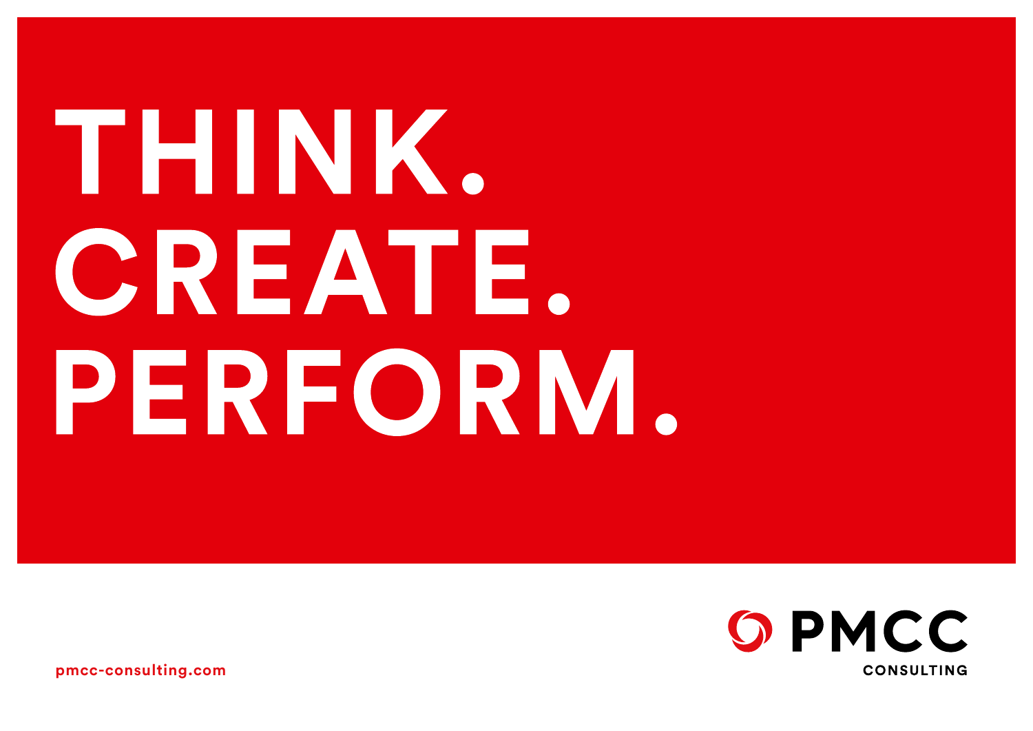# THINK.
# CREATE.
# PERFORM.

PMCC
CONSULTING

pmcc-consulting.com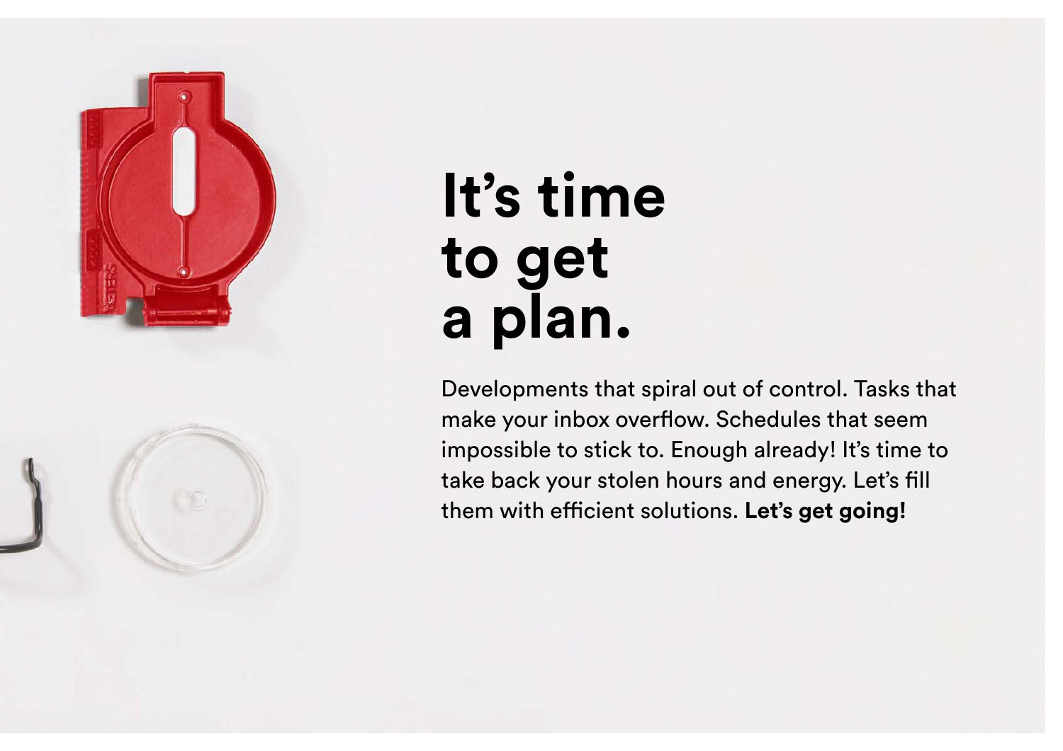# It's time to get a plan.

Developments that spiral out of control. Tasks that make your inbox overflow. Schedules that seem impossible to stick to. Enough already! It's time to take back your stolen hours and energy. Let's fill them with efficient solutions. **Let's get going!**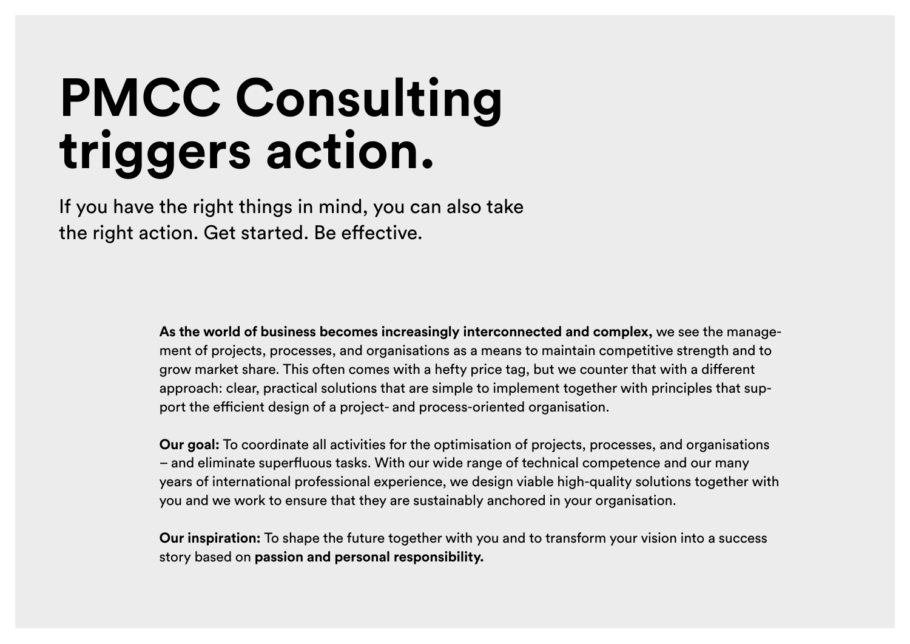# PMCC Consulting triggers action.

If you have the right things in mind, you can also take the right action. Get started. Be effective.

**As the world of business becomes increasingly interconnected and complex,** we see the management of projects, processes, and organisations as a means to maintain competitive strength and to grow market share. This often comes with a hefty price tag, but we counter that with a different approach: clear, practical solutions that are simple to implement together with principles that support the efficient design of a project- and process-oriented organisation.

**Our goal:** To coordinate all activities for the optimisation of projects, processes, and organisations – and eliminate superfluous tasks. With our wide range of technical competence and our many years of international professional experience, we design viable high-quality solutions together with you and we work to ensure that they are sustainably anchored in your organisation.

**Our inspiration:** To shape the future together with you and to transform your vision into a success story based on **passion and personal responsibility.**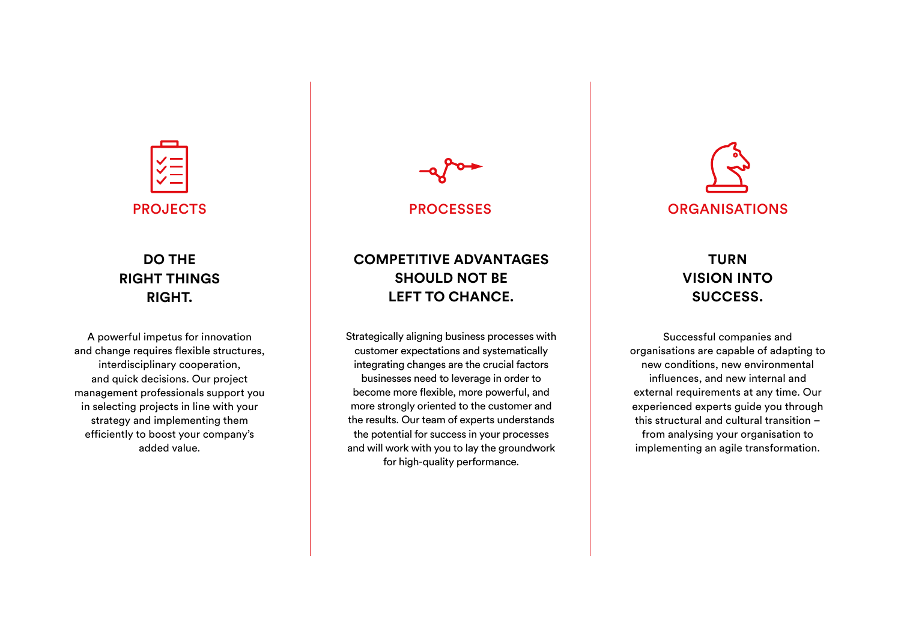## PROJECTS

### DO THE RIGHT THINGS RIGHT.

A powerful impetus for innovation and change requires flexible structures, interdisciplinary cooperation, and quick decisions. Our project management professionals support you in selecting projects in line with your strategy and implementing them efficiently to boost your company's added value.

## PROCESSES

### COMPETITIVE ADVANTAGES SHOULD NOT BE LEFT TO CHANCE.

Strategically aligning business processes with customer expectations and systematically integrating changes are the crucial factors businesses need to leverage in order to become more flexible, more powerful, and more strongly oriented to the customer and the results. Our team of experts understands the potential for success in your processes and will work with you to lay the groundwork for high-quality performance.

## ORGANISATIONS

### TURN VISION INTO SUCCESS.

Successful companies and organisations are capable of adapting to new conditions, new environmental influences, and new internal and external requirements at any time. Our experienced experts guide you through this structural and cultural transition – from analysing your organisation to implementing an agile transformation.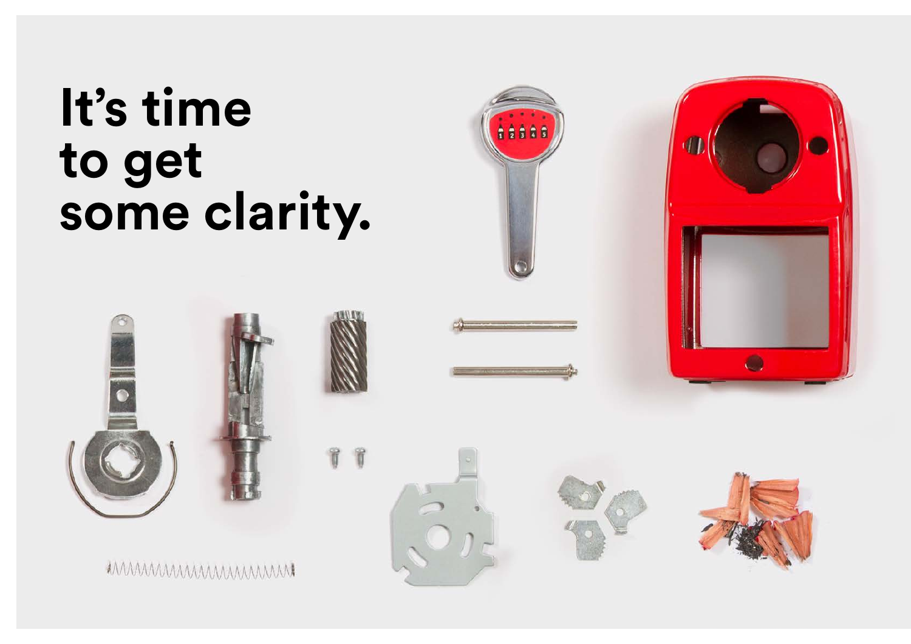# It's time to get some clarity.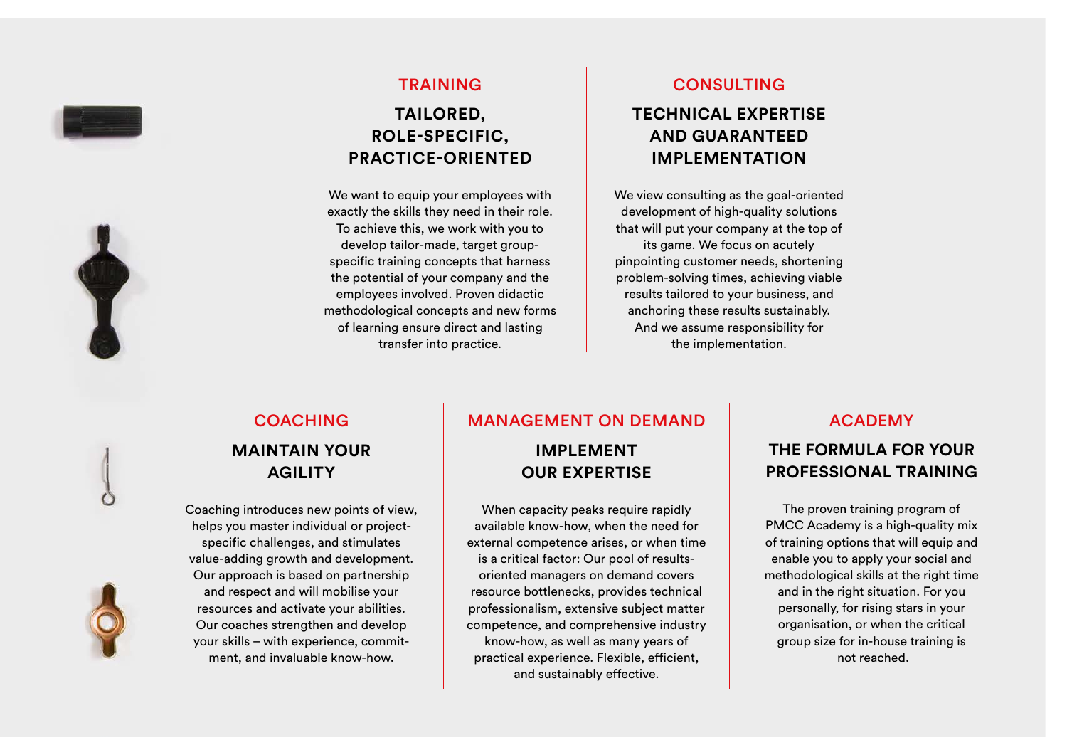## TRAINING

### TAILORED, ROLE-SPECIFIC, PRACTICE-ORIENTED

We want to equip your employees with exactly the skills they need in their role. To achieve this, we work with you to develop tailor-made, target group-specific training concepts that harness the potential of your company and the employees involved. Proven didactic methodological concepts and new forms of learning ensure direct and lasting transfer into practice.

## CONSULTING

### TECHNICAL EXPERTISE AND GUARANTEED IMPLEMENTATION

We view consulting as the goal-oriented development of high-quality solutions that will put your company at the top of its game. We focus on acutely pinpointing customer needs, shortening problem-solving times, achieving viable results tailored to your business, and anchoring these results sustainably. And we assume responsibility for the implementation.

## COACHING

### MAINTAIN YOUR AGILITY

Coaching introduces new points of view, helps you master individual or project-specific challenges, and stimulates value-adding growth and development. Our approach is based on partnership and respect and will mobilise your resources and activate your abilities. Our coaches strengthen and develop your skills – with experience, commitment, and invaluable know-how.

## MANAGEMENT ON DEMAND

### IMPLEMENT OUR EXPERTISE

When capacity peaks require rapidly available know-how, when the need for external competence arises, or when time is a critical factor: Our pool of results-oriented managers on demand covers resource bottlenecks, provides technical professionalism, extensive subject matter competence, and comprehensive industry know-how, as well as many years of practical experience. Flexible, efficient, and sustainably effective.

## ACADEMY

### THE FORMULA FOR YOUR PROFESSIONAL TRAINING

The proven training program of PMCC Academy is a high-quality mix of training options that will equip and enable you to apply your social and methodological skills at the right time and in the right situation. For you personally, for rising stars in your organisation, or when the critical group size for in-house training is not reached.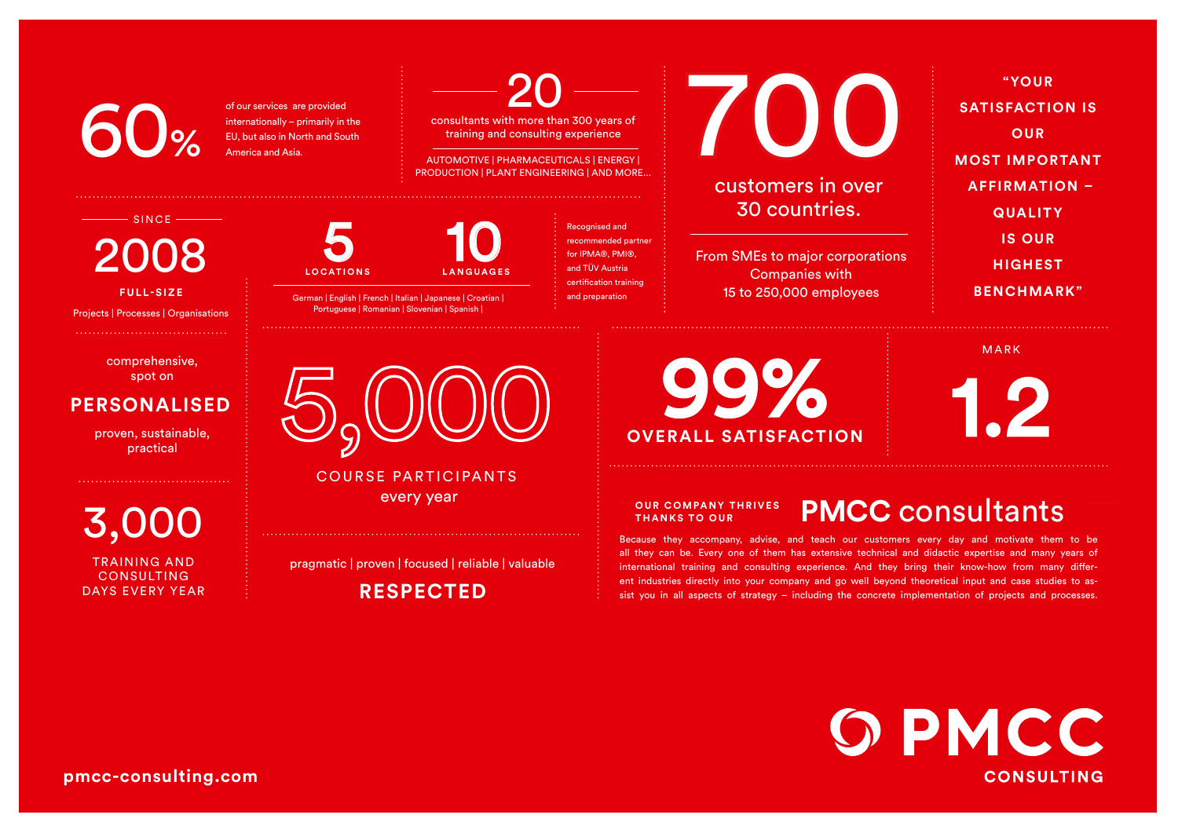**60%** of our services are provided internationally – primarily in the EU, but also in North and South America and Asia.

**20** consultants with more than 300 years of training and consulting experience

AUTOMOTIVE | PHARMACEUTICALS | ENERGY | PRODUCTION | PLANT ENGINEERING | AND MORE...

**700** customers in over 30 countries.

From SMEs to major corporations
Companies with
15 to 250,000 employees

**"YOUR SATISFACTION IS OUR MOST IMPORTANT AFFIRMATION – QUALITY IS OUR HIGHEST BENCHMARK"**

SINCE
**2008**
FULL-SIZE
Projects | Processes | Organisations

**5** LOCATIONS

**10** LANGUAGES

German | English | French | Italian | Japanese | Croatian | Portuguese | Romanian | Slovenian | Spanish |

Recognised and recommended partner for IPMA®, PMI®, and TÜV Austria certification training and preparation

comprehensive, spot on
**PERSONALISED**
proven, sustainable, practical

**5,000**
COURSE PARTICIPANTS
every year

**99%**
OVERALL SATISFACTION

MARK
**1.2**

**3,000**
TRAINING AND CONSULTING DAYS EVERY YEAR

pragmatic | proven | focused | reliable | valuable
**RESPECTED**

## OUR COMPANY THRIVES THANKS TO OUR PMCC consultants

Because they accompany, advise, and teach our customers every day and motivate them to be all they can be. Every one of them has extensive technical and didactic expertise and many years of international training and consulting experience. And they bring their know-how from many different industries directly into your company and go well beyond theoretical input and case studies to assist you in all aspects of strategy – including the concrete implementation of projects and processes.

pmcc-consulting.com

PMCC CONSULTING